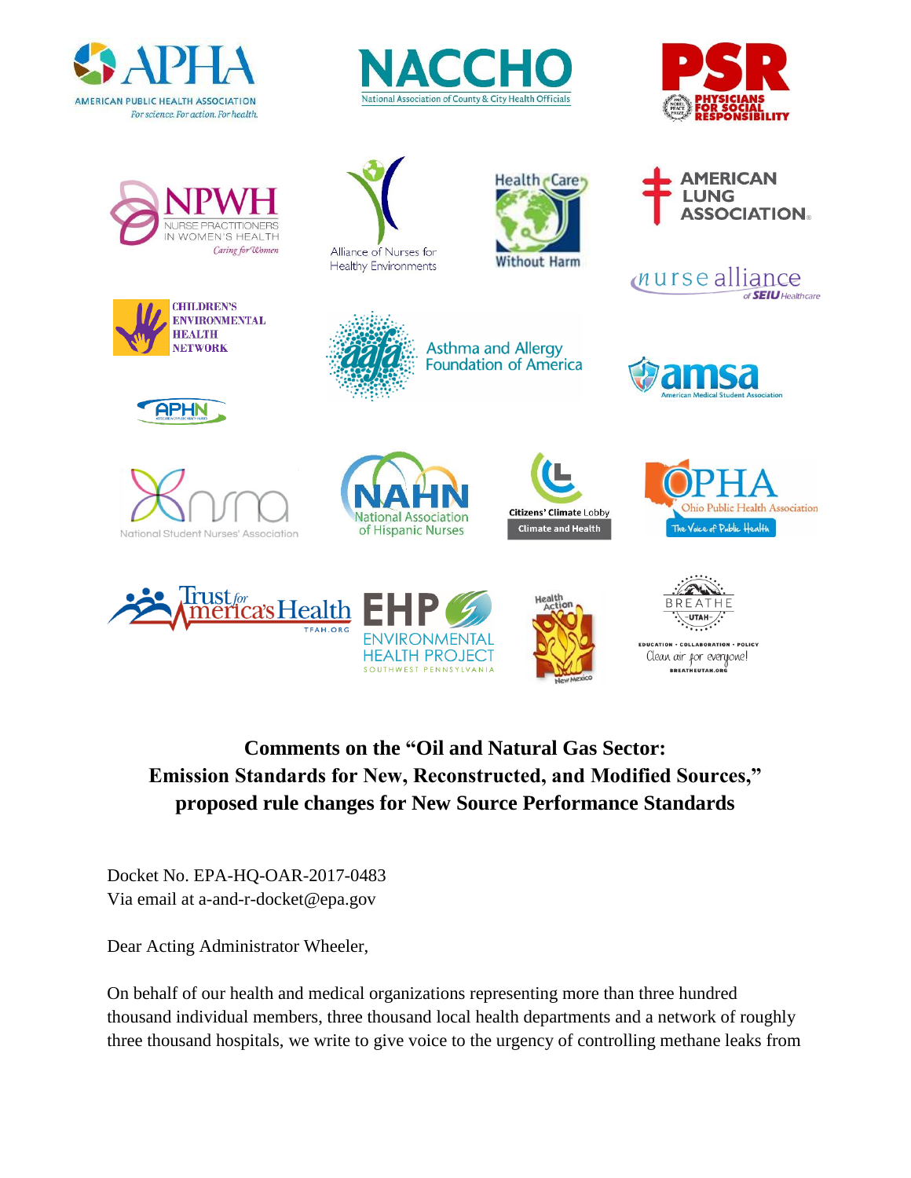**Comments on the "Oil and Natural Gas Sector: Emission Standards for New, Reconstructed, and Modified Sources," proposed rule changes for New Source Performance Standards**

Docket No. EPA-HQ-OAR-2017-0483
Via email at a-and-r-docket@epa.gov

Dear Acting Administrator Wheeler,

On behalf of our health and medical organizations representing more than three hundred thousand individual members, three thousand local health departments and a network of roughly three thousand hospitals, we write to give voice to the urgency of controlling methane leaks from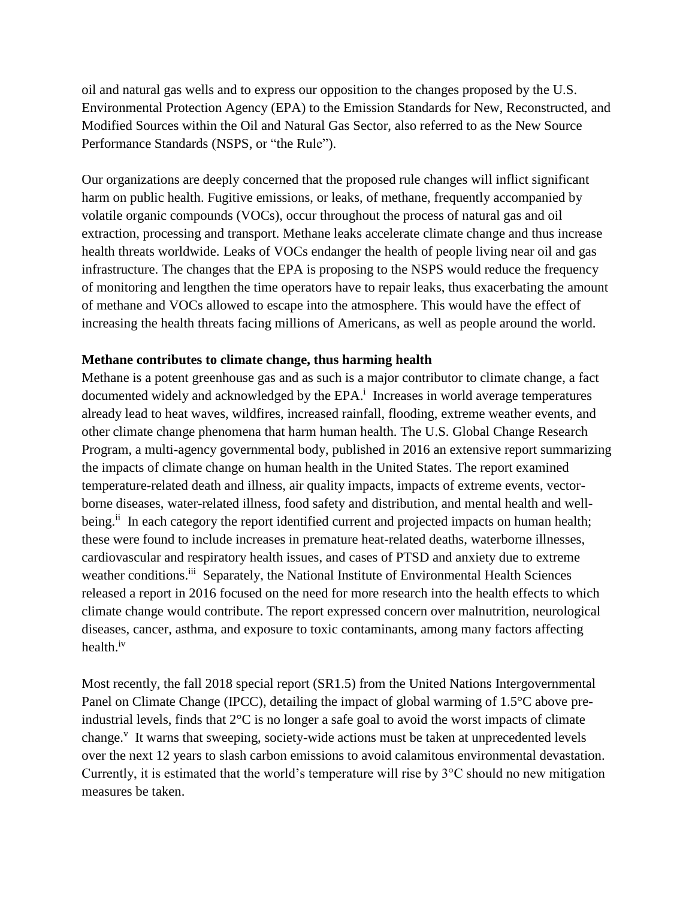oil and natural gas wells and to express our opposition to the changes proposed by the U.S. Environmental Protection Agency (EPA) to the Emission Standards for New, Reconstructed, and Modified Sources within the Oil and Natural Gas Sector, also referred to as the New Source Performance Standards (NSPS, or "the Rule").

Our organizations are deeply concerned that the proposed rule changes will inflict significant harm on public health. Fugitive emissions, or leaks, of methane, frequently accompanied by volatile organic compounds (VOCs), occur throughout the process of natural gas and oil extraction, processing and transport. Methane leaks accelerate climate change and thus increase health threats worldwide. Leaks of VOCs endanger the health of people living near oil and gas infrastructure. The changes that the EPA is proposing to the NSPS would reduce the frequency of monitoring and lengthen the time operators have to repair leaks, thus exacerbating the amount of methane and VOCs allowed to escape into the atmosphere. This would have the effect of increasing the health threats facing millions of Americans, as well as people around the world.

**Methane contributes to climate change, thus harming health**

Methane is a potent greenhouse gas and as such is a major contributor to climate change, a fact documented widely and acknowledged by the EPA.[i] Increases in world average temperatures already lead to heat waves, wildfires, increased rainfall, flooding, extreme weather events, and other climate change phenomena that harm human health. The U.S. Global Change Research Program, a multi-agency governmental body, published in 2016 an extensive report summarizing the impacts of climate change on human health in the United States. The report examined temperature-related death and illness, air quality impacts, impacts of extreme events, vector-borne diseases, water-related illness, food safety and distribution, and mental health and well-being.[ii] In each category the report identified current and projected impacts on human health; these were found to include increases in premature heat-related deaths, waterborne illnesses, cardiovascular and respiratory health issues, and cases of PTSD and anxiety due to extreme weather conditions.[iii] Separately, the National Institute of Environmental Health Sciences released a report in 2016 focused on the need for more research into the health effects to which climate change would contribute. The report expressed concern over malnutrition, neurological diseases, cancer, asthma, and exposure to toxic contaminants, among many factors affecting health.[iv]

Most recently, the fall 2018 special report (SR1.5) from the United Nations Intergovernmental Panel on Climate Change (IPCC), detailing the impact of global warming of 1.5°C above pre-industrial levels, finds that 2°C is no longer a safe goal to avoid the worst impacts of climate change.[v] It warns that sweeping, society-wide actions must be taken at unprecedented levels over the next 12 years to slash carbon emissions to avoid calamitous environmental devastation. Currently, it is estimated that the world's temperature will rise by 3°C should no new mitigation measures be taken.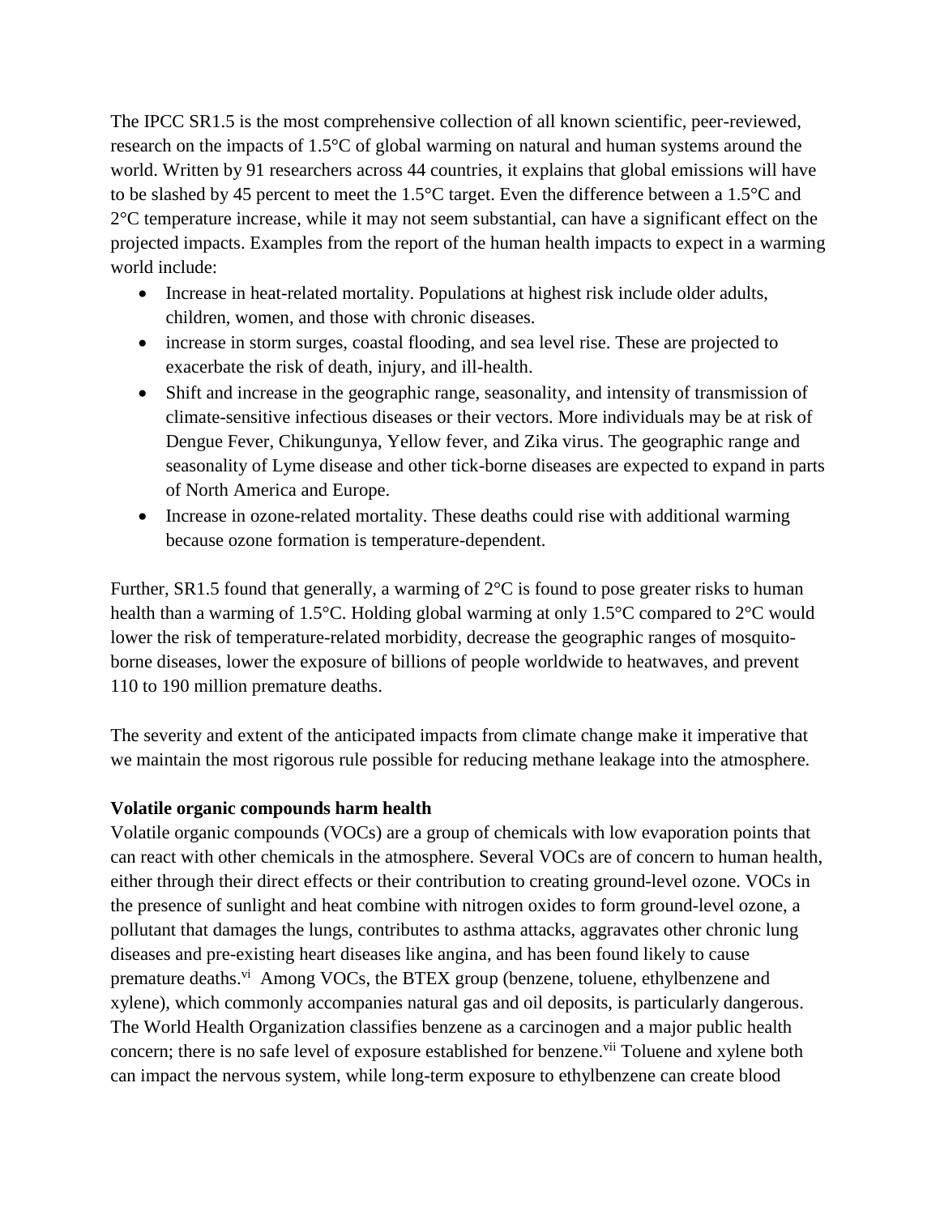The IPCC SR1.5 is the most comprehensive collection of all known scientific, peer-reviewed, research on the impacts of 1.5°C of global warming on natural and human systems around the world. Written by 91 researchers across 44 countries, it explains that global emissions will have to be slashed by 45 percent to meet the 1.5°C target. Even the difference between a 1.5°C and 2°C temperature increase, while it may not seem substantial, can have a significant effect on the projected impacts. Examples from the report of the human health impacts to expect in a warming world include:

- Increase in heat-related mortality. Populations at highest risk include older adults, children, women, and those with chronic diseases.
- increase in storm surges, coastal flooding, and sea level rise. These are projected to exacerbate the risk of death, injury, and ill-health.
- Shift and increase in the geographic range, seasonality, and intensity of transmission of climate-sensitive infectious diseases or their vectors. More individuals may be at risk of Dengue Fever, Chikungunya, Yellow fever, and Zika virus. The geographic range and seasonality of Lyme disease and other tick-borne diseases are expected to expand in parts of North America and Europe.
- Increase in ozone-related mortality. These deaths could rise with additional warming because ozone formation is temperature-dependent.

Further, SR1.5 found that generally, a warming of 2°C is found to pose greater risks to human health than a warming of 1.5°C. Holding global warming at only 1.5°C compared to 2°C would lower the risk of temperature-related morbidity, decrease the geographic ranges of mosquito-borne diseases, lower the exposure of billions of people worldwide to heatwaves, and prevent 110 to 190 million premature deaths.

The severity and extent of the anticipated impacts from climate change make it imperative that we maintain the most rigorous rule possible for reducing methane leakage into the atmosphere.

**Volatile organic compounds harm health**

Volatile organic compounds (VOCs) are a group of chemicals with low evaporation points that can react with other chemicals in the atmosphere. Several VOCs are of concern to human health, either through their direct effects or their contribution to creating ground-level ozone. VOCs in the presence of sunlight and heat combine with nitrogen oxides to form ground-level ozone, a pollutant that damages the lungs, contributes to asthma attacks, aggravates other chronic lung diseases and pre-existing heart diseases like angina, and has been found likely to cause premature deaths.[vi] Among VOCs, the BTEX group (benzene, toluene, ethylbenzene and xylene), which commonly accompanies natural gas and oil deposits, is particularly dangerous. The World Health Organization classifies benzene as a carcinogen and a major public health concern; there is no safe level of exposure established for benzene.[vii] Toluene and xylene both can impact the nervous system, while long-term exposure to ethylbenzene can create blood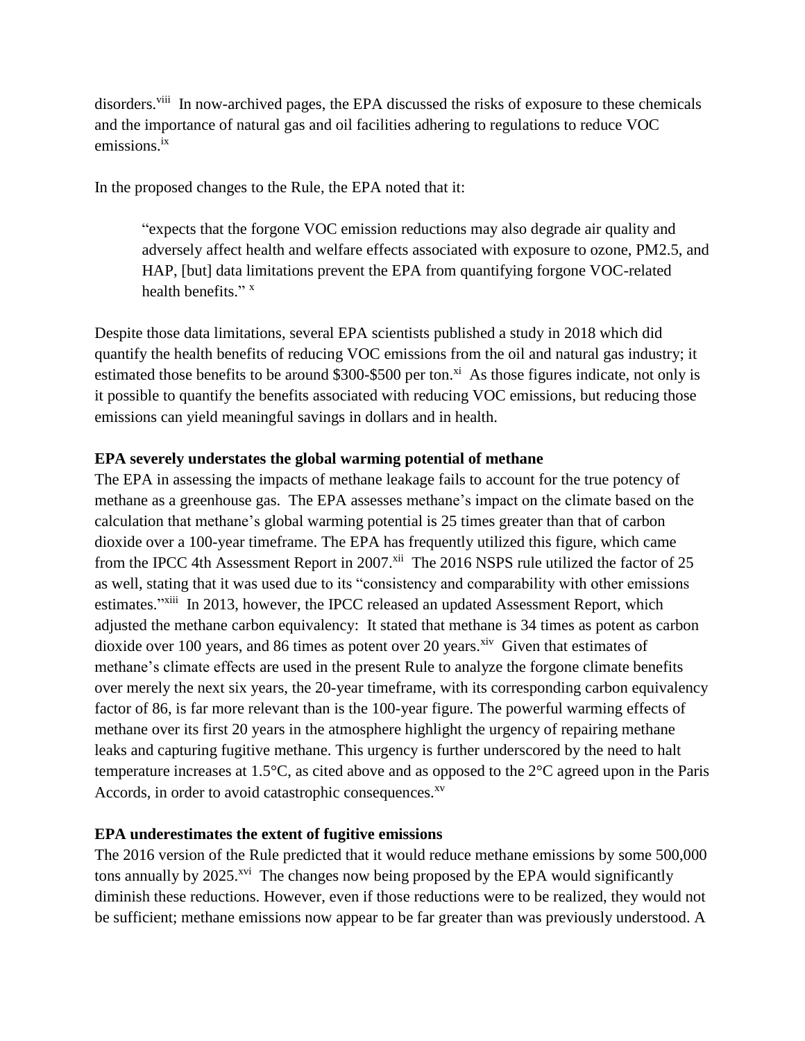disorders.[viii] In now-archived pages, the EPA discussed the risks of exposure to these chemicals and the importance of natural gas and oil facilities adhering to regulations to reduce VOC emissions.[ix]

In the proposed changes to the Rule, the EPA noted that it:

> "expects that the forgone VOC emission reductions may also degrade air quality and adversely affect health and welfare effects associated with exposure to ozone, PM2.5, and HAP, [but] data limitations prevent the EPA from quantifying forgone VOC-related health benefits." [x]

Despite those data limitations, several EPA scientists published a study in 2018 which did quantify the health benefits of reducing VOC emissions from the oil and natural gas industry; it estimated those benefits to be around $300-$500 per ton.[xi] As those figures indicate, not only is it possible to quantify the benefits associated with reducing VOC emissions, but reducing those emissions can yield meaningful savings in dollars and in health.

**EPA severely understates the global warming potential of methane**

The EPA in assessing the impacts of methane leakage fails to account for the true potency of methane as a greenhouse gas. The EPA assesses methane's impact on the climate based on the calculation that methane's global warming potential is 25 times greater than that of carbon dioxide over a 100-year timeframe. The EPA has frequently utilized this figure, which came from the IPCC 4th Assessment Report in 2007.[xii] The 2016 NSPS rule utilized the factor of 25 as well, stating that it was used due to its "consistency and comparability with other emissions estimates."[xiii] In 2013, however, the IPCC released an updated Assessment Report, which adjusted the methane carbon equivalency: It stated that methane is 34 times as potent as carbon dioxide over 100 years, and 86 times as potent over 20 years.[xiv] Given that estimates of methane's climate effects are used in the present Rule to analyze the forgone climate benefits over merely the next six years, the 20-year timeframe, with its corresponding carbon equivalency factor of 86, is far more relevant than is the 100-year figure. The powerful warming effects of methane over its first 20 years in the atmosphere highlight the urgency of repairing methane leaks and capturing fugitive methane. This urgency is further underscored by the need to halt temperature increases at 1.5°C, as cited above and as opposed to the 2°C agreed upon in the Paris Accords, in order to avoid catastrophic consequences.[xv]

**EPA underestimates the extent of fugitive emissions**

The 2016 version of the Rule predicted that it would reduce methane emissions by some 500,000 tons annually by 2025.[xvi] The changes now being proposed by the EPA would significantly diminish these reductions. However, even if those reductions were to be realized, they would not be sufficient; methane emissions now appear to be far greater than was previously understood. A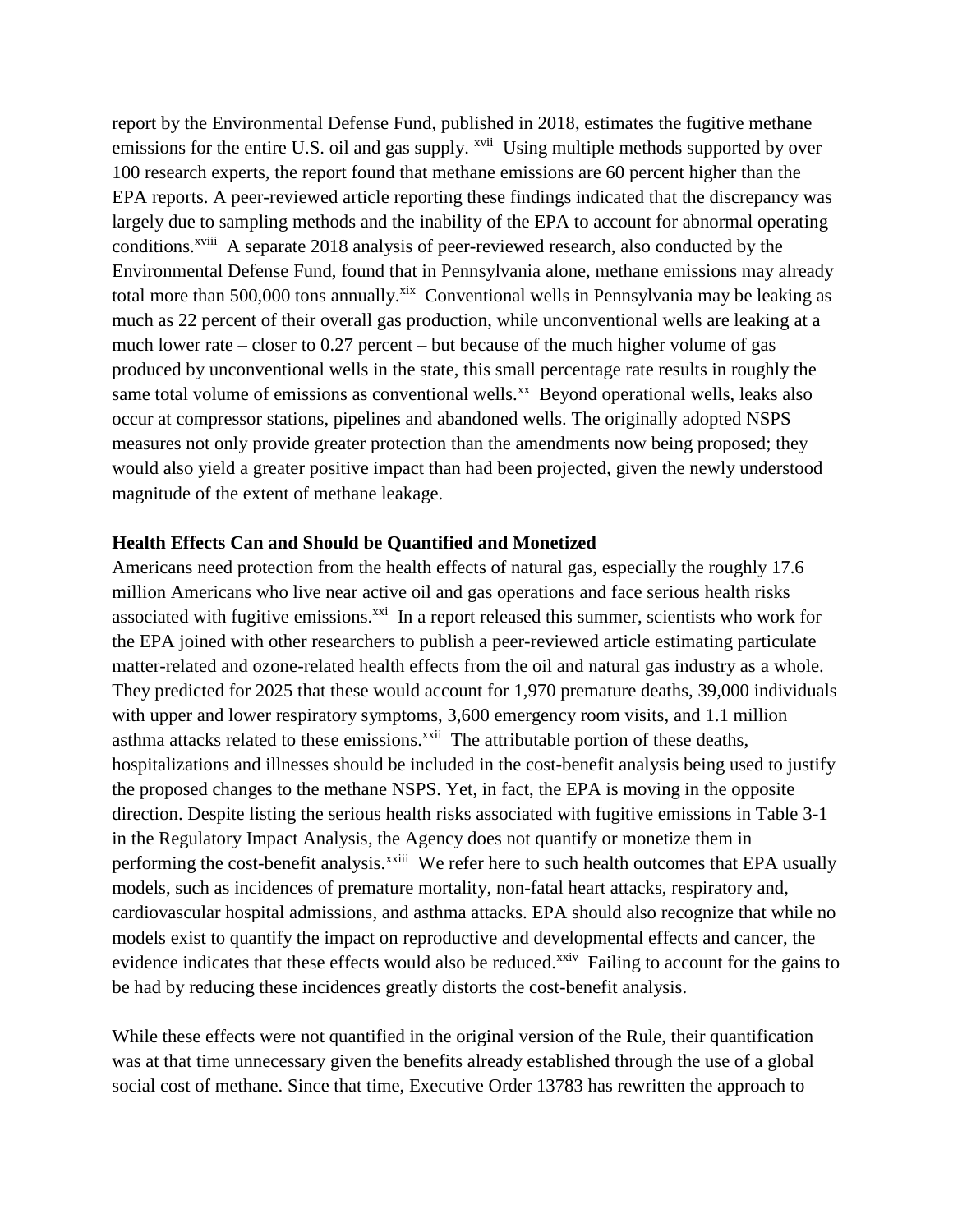report by the Environmental Defense Fund, published in 2018, estimates the fugitive methane emissions for the entire U.S. oil and gas supply. [xvii] Using multiple methods supported by over 100 research experts, the report found that methane emissions are 60 percent higher than the EPA reports. A peer-reviewed article reporting these findings indicated that the discrepancy was largely due to sampling methods and the inability of the EPA to account for abnormal operating conditions.[xviii] A separate 2018 analysis of peer-reviewed research, also conducted by the Environmental Defense Fund, found that in Pennsylvania alone, methane emissions may already total more than 500,000 tons annually.[xix] Conventional wells in Pennsylvania may be leaking as much as 22 percent of their overall gas production, while unconventional wells are leaking at a much lower rate – closer to 0.27 percent – but because of the much higher volume of gas produced by unconventional wells in the state, this small percentage rate results in roughly the same total volume of emissions as conventional wells.[xx] Beyond operational wells, leaks also occur at compressor stations, pipelines and abandoned wells. The originally adopted NSPS measures not only provide greater protection than the amendments now being proposed; they would also yield a greater positive impact than had been projected, given the newly understood magnitude of the extent of methane leakage.

**Health Effects Can and Should be Quantified and Monetized**

Americans need protection from the health effects of natural gas, especially the roughly 17.6 million Americans who live near active oil and gas operations and face serious health risks associated with fugitive emissions.[xxi] In a report released this summer, scientists who work for the EPA joined with other researchers to publish a peer-reviewed article estimating particulate matter-related and ozone-related health effects from the oil and natural gas industry as a whole. They predicted for 2025 that these would account for 1,970 premature deaths, 39,000 individuals with upper and lower respiratory symptoms, 3,600 emergency room visits, and 1.1 million asthma attacks related to these emissions.[xxii] The attributable portion of these deaths, hospitalizations and illnesses should be included in the cost-benefit analysis being used to justify the proposed changes to the methane NSPS. Yet, in fact, the EPA is moving in the opposite direction. Despite listing the serious health risks associated with fugitive emissions in Table 3-1 in the Regulatory Impact Analysis, the Agency does not quantify or monetize them in performing the cost-benefit analysis.[xxiii] We refer here to such health outcomes that EPA usually models, such as incidences of premature mortality, non-fatal heart attacks, respiratory and, cardiovascular hospital admissions, and asthma attacks. EPA should also recognize that while no models exist to quantify the impact on reproductive and developmental effects and cancer, the evidence indicates that these effects would also be reduced.[xxiv] Failing to account for the gains to be had by reducing these incidences greatly distorts the cost-benefit analysis.

While these effects were not quantified in the original version of the Rule, their quantification was at that time unnecessary given the benefits already established through the use of a global social cost of methane. Since that time, Executive Order 13783 has rewritten the approach to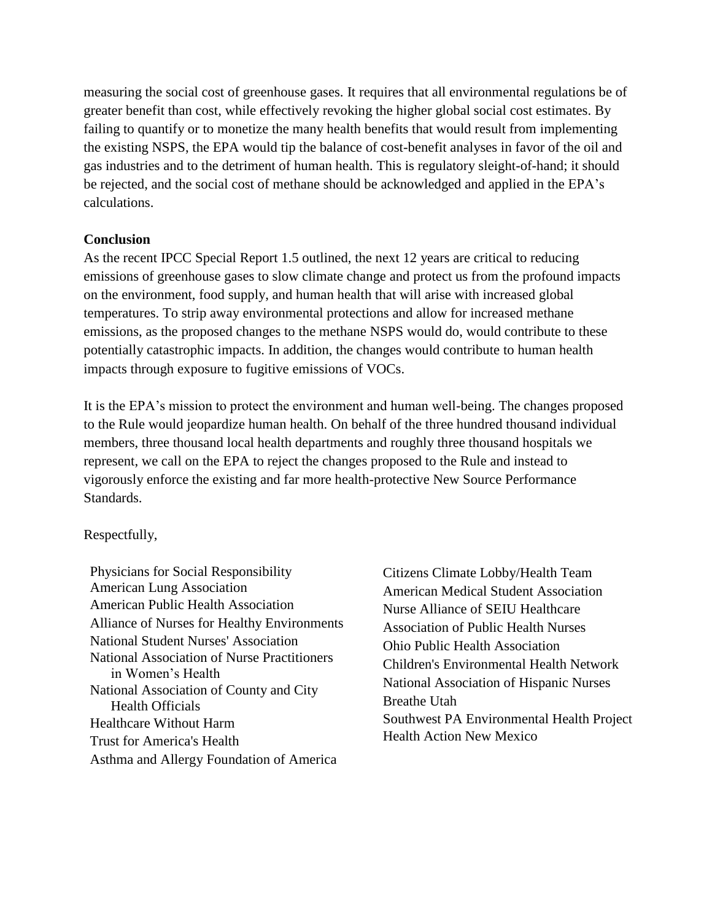measuring the social cost of greenhouse gases. It requires that all environmental regulations be of greater benefit than cost, while effectively revoking the higher global social cost estimates. By failing to quantify or to monetize the many health benefits that would result from implementing the existing NSPS, the EPA would tip the balance of cost-benefit analyses in favor of the oil and gas industries and to the detriment of human health. This is regulatory sleight-of-hand; it should be rejected, and the social cost of methane should be acknowledged and applied in the EPA's calculations.

**Conclusion**

As the recent IPCC Special Report 1.5 outlined, the next 12 years are critical to reducing emissions of greenhouse gases to slow climate change and protect us from the profound impacts on the environment, food supply, and human health that will arise with increased global temperatures. To strip away environmental protections and allow for increased methane emissions, as the proposed changes to the methane NSPS would do, would contribute to these potentially catastrophic impacts. In addition, the changes would contribute to human health impacts through exposure to fugitive emissions of VOCs.

It is the EPA's mission to protect the environment and human well-being. The changes proposed to the Rule would jeopardize human health. On behalf of the three hundred thousand individual members, three thousand local health departments and roughly three thousand hospitals we represent, we call on the EPA to reject the changes proposed to the Rule and instead to vigorously enforce the existing and far more health-protective New Source Performance Standards.

Respectfully,

Physicians for Social Responsibility
American Lung Association
American Public Health Association
Alliance of Nurses for Healthy Environments
National Student Nurses' Association
National Association of Nurse Practitioners in Women's Health
National Association of County and City Health Officials
Healthcare Without Harm
Trust for America's Health
Asthma and Allergy Foundation of America
Citizens Climate Lobby/Health Team
American Medical Student Association
Nurse Alliance of SEIU Healthcare
Association of Public Health Nurses
Ohio Public Health Association
Children's Environmental Health Network
National Association of Hispanic Nurses
Breathe Utah
Southwest PA Environmental Health Project
Health Action New Mexico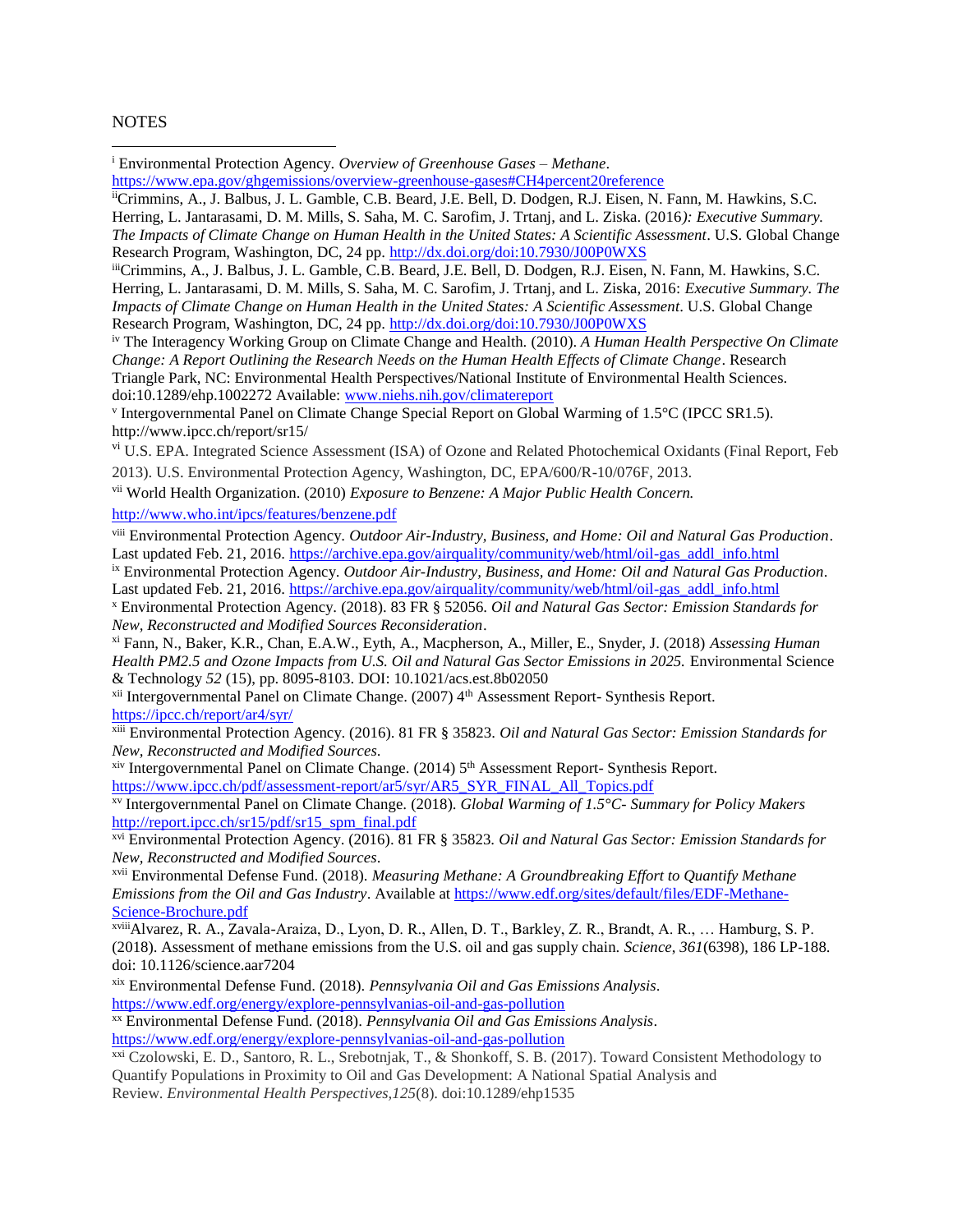NOTES

[i] Environmental Protection Agency. *Overview of Greenhouse Gases – Methane*. https://www.epa.gov/ghgemissions/overview-greenhouse-gases#CH4percent20reference

[ii] Crimmins, A., J. Balbus, J. L. Gamble, C.B. Beard, J.E. Bell, D. Dodgen, R.J. Eisen, N. Fann, M. Hawkins, S.C. Herring, L. Jantarasami, D. M. Mills, S. Saha, M. C. Sarofim, J. Trtanj, and L. Ziska. (2016*): Executive Summary. The Impacts of Climate Change on Human Health in the United States: A Scientific Assessment*. U.S. Global Change Research Program, Washington, DC, 24 pp. http://dx.doi.org/doi:10.7930/J00P0WXS

[iii] Crimmins, A., J. Balbus, J. L. Gamble, C.B. Beard, J.E. Bell, D. Dodgen, R.J. Eisen, N. Fann, M. Hawkins, S.C. Herring, L. Jantarasami, D. M. Mills, S. Saha, M. C. Sarofim, J. Trtanj, and L. Ziska, 2016: *Executive Summary. The Impacts of Climate Change on Human Health in the United States: A Scientific Assessment*. U.S. Global Change Research Program, Washington, DC, 24 pp. http://dx.doi.org/doi:10.7930/J00P0WXS

[iv] The Interagency Working Group on Climate Change and Health. (2010). *A Human Health Perspective On Climate Change: A Report Outlining the Research Needs on the Human Health Effects of Climate Change*. Research Triangle Park, NC: Environmental Health Perspectives/National Institute of Environmental Health Sciences. doi:10.1289/ehp.1002272 Available: www.niehs.nih.gov/climatereport

[v] Intergovernmental Panel on Climate Change Special Report on Global Warming of 1.5°C (IPCC SR1.5). http://www.ipcc.ch/report/sr15/

[vi] U.S. EPA. Integrated Science Assessment (ISA) of Ozone and Related Photochemical Oxidants (Final Report, Feb 2013). U.S. Environmental Protection Agency, Washington, DC, EPA/600/R-10/076F, 2013.

[vii] World Health Organization. (2010) *Exposure to Benzene: A Major Public Health Concern.* http://www.who.int/ipcs/features/benzene.pdf

[viii] Environmental Protection Agency. *Outdoor Air-Industry, Business, and Home: Oil and Natural Gas Production*. Last updated Feb. 21, 2016. https://archive.epa.gov/airquality/community/web/html/oil-gas_addl_info.html

[ix] Environmental Protection Agency. *Outdoor Air-Industry, Business, and Home: Oil and Natural Gas Production*. Last updated Feb. 21, 2016. https://archive.epa.gov/airquality/community/web/html/oil-gas_addl_info.html

[x] Environmental Protection Agency. (2018). 83 FR § 52056. *Oil and Natural Gas Sector: Emission Standards for New, Reconstructed and Modified Sources Reconsideration*.

[xi] Fann, N., Baker, K.R., Chan, E.A.W., Eyth, A., Macpherson, A., Miller, E., Snyder, J. (2018) *Assessing Human Health PM2.5 and Ozone Impacts from U.S. Oil and Natural Gas Sector Emissions in 2025.* Environmental Science & Technology *52* (15), pp. 8095-8103. DOI: 10.1021/acs.est.8b02050

[xii] Intergovernmental Panel on Climate Change. (2007) 4th Assessment Report- Synthesis Report. https://ipcc.ch/report/ar4/syr/

[xiii] Environmental Protection Agency. (2016). 81 FR § 35823. *Oil and Natural Gas Sector: Emission Standards for New, Reconstructed and Modified Sources.*

[xiv] Intergovernmental Panel on Climate Change. (2014) 5th Assessment Report- Synthesis Report. https://www.ipcc.ch/pdf/assessment-report/ar5/syr/AR5_SYR_FINAL_All_Topics.pdf

[xv] Intergovernmental Panel on Climate Change. (2018). *Global Warming of 1.5°C- Summary for Policy Makers* http://report.ipcc.ch/sr15/pdf/sr15_spm_final.pdf

[xvi] Environmental Protection Agency. (2016). 81 FR § 35823. *Oil and Natural Gas Sector: Emission Standards for New, Reconstructed and Modified Sources*.

[xvii] Environmental Defense Fund. (2018). *Measuring Methane: A Groundbreaking Effort to Quantify Methane Emissions from the Oil and Gas Industry*. Available at https://www.edf.org/sites/default/files/EDF-Methane-Science-Brochure.pdf

[xviii] Alvarez, R. A., Zavala-Araiza, D., Lyon, D. R., Allen, D. T., Barkley, Z. R., Brandt, A. R., … Hamburg, S. P. (2018). Assessment of methane emissions from the U.S. oil and gas supply chain. *Science*, *361*(6398), 186 LP-188. doi: 10.1126/science.aar7204

[xix] Environmental Defense Fund. (2018). *Pennsylvania Oil and Gas Emissions Analysis*. https://www.edf.org/energy/explore-pennsylvanias-oil-and-gas-pollution

[xx] Environmental Defense Fund. (2018). *Pennsylvania Oil and Gas Emissions Analysis*. https://www.edf.org/energy/explore-pennsylvanias-oil-and-gas-pollution

[xxi] Czolowski, E. D., Santoro, R. L., Srebotnjak, T., & Shonkoff, S. B. (2017). Toward Consistent Methodology to Quantify Populations in Proximity to Oil and Gas Development: A National Spatial Analysis and Review. *Environmental Health Perspectives,125*(8). doi:10.1289/ehp1535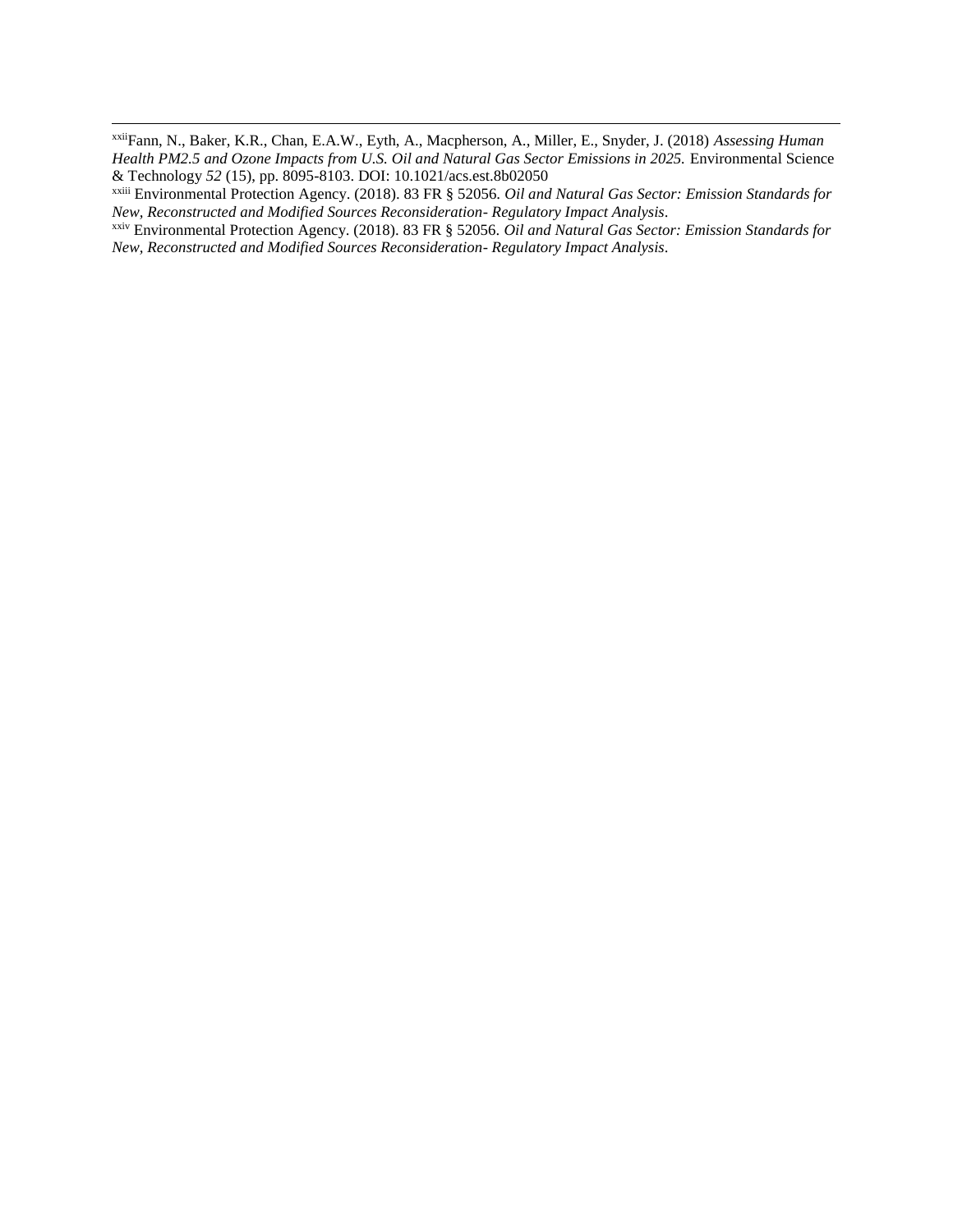[xxii] Fann, N., Baker, K.R., Chan, E.A.W., Eyth, A., Macpherson, A., Miller, E., Snyder, J. (2018) *Assessing Human Health PM2.5 and Ozone Impacts from U.S. Oil and Natural Gas Sector Emissions in 2025.* Environmental Science & Technology *52* (15), pp. 8095-8103. DOI: 10.1021/acs.est.8b02050

[xxiii] Environmental Protection Agency. (2018). 83 FR § 52056. *Oil and Natural Gas Sector: Emission Standards for New, Reconstructed and Modified Sources Reconsideration- Regulatory Impact Analysis*.

[xxiv] Environmental Protection Agency. (2018). 83 FR § 52056. *Oil and Natural Gas Sector: Emission Standards for New, Reconstructed and Modified Sources Reconsideration- Regulatory Impact Analysis*.